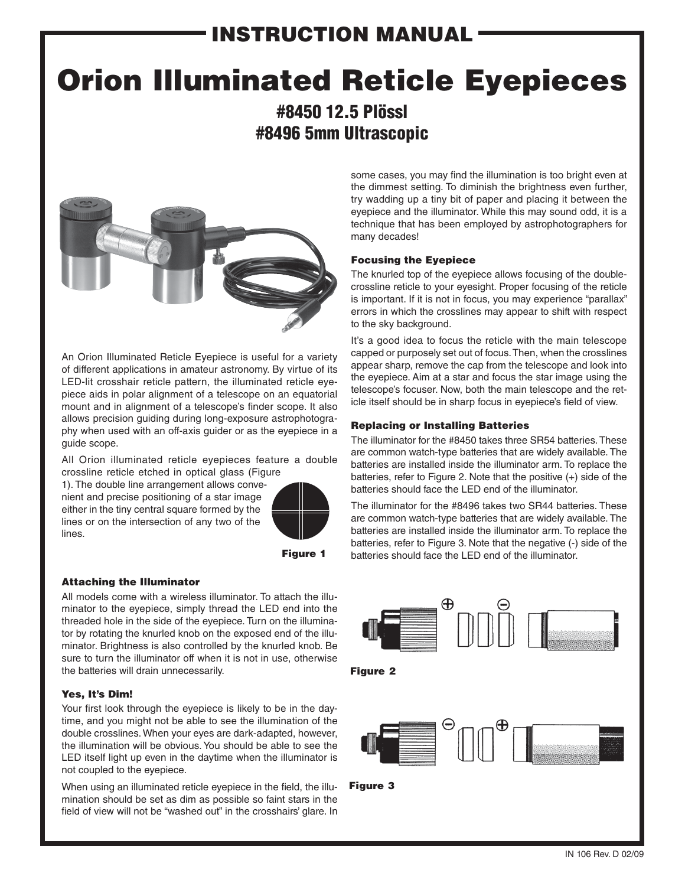# INSTRUCTION MANUAL

# Orion Illuminated Reticle Eyepieces

## #8450 12.5 Plössl
## #8496 5mm Ultrascopic

An Orion Illuminated Reticle Eyepiece is useful for a variety of different applications in amateur astronomy. By virtue of its LED-lit crosshair reticle pattern, the illuminated reticle eyepiece aids in polar alignment of a telescope on an equatorial mount and in alignment of a telescope's finder scope. It also allows precision guiding during long-exposure astrophotography when used with an off-axis guider or as the eyepiece in a guide scope.

All Orion illuminated reticle eyepieces feature a double crossline reticle etched in optical glass (Figure 1). The double line arrangement allows convenient and precise positioning of a star image either in the tiny central square formed by the lines or on the intersection of any two of the lines.

**Figure 1**

### Attaching the Illuminator

All models come with a wireless illuminator. To attach the illuminator to the eyepiece, simply thread the LED end into the threaded hole in the side of the eyepiece. Turn on the illuminator by rotating the knurled knob on the exposed end of the illuminator. Brightness is also controlled by the knurled knob. Be sure to turn the illuminator off when it is not in use, otherwise the batteries will drain unnecessarily.

### Yes, It's Dim!

Your first look through the eyepiece is likely to be in the daytime, and you might not be able to see the illumination of the double crosslines. When your eyes are dark-adapted, however, the illumination will be obvious. You should be able to see the LED itself light up even in the daytime when the illuminator is not coupled to the eyepiece.

When using an illuminated reticle eyepiece in the field, the illumination should be set as dim as possible so faint stars in the field of view will not be "washed out" in the crosshairs' glare. In some cases, you may find the illumination is too bright even at the dimmest setting. To diminish the brightness even further, try wadding up a tiny bit of paper and placing it between the eyepiece and the illuminator. While this may sound odd, it is a technique that has been employed by astrophotographers for many decades!

### Focusing the Eyepiece

The knurled top of the eyepiece allows focusing of the double-crossline reticle to your eyesight. Proper focusing of the reticle is important. If it is not in focus, you may experience "parallax" errors in which the crosslines may appear to shift with respect to the sky background.

It's a good idea to focus the reticle with the main telescope capped or purposely set out of focus. Then, when the crosslines appear sharp, remove the cap from the telescope and look into the eyepiece. Aim at a star and focus the star image using the telescope's focuser. Now, both the main telescope and the reticle itself should be in sharp focus in eyepiece's field of view.

### Replacing or Installing Batteries

The illuminator for the #8450 takes three SR54 batteries. These are common watch-type batteries that are widely available. The batteries are installed inside the illuminator arm. To replace the batteries, refer to Figure 2. Note that the positive (+) side of the batteries should face the LED end of the illuminator.

The illuminator for the #8496 takes two SR44 batteries. These are common watch-type batteries that are widely available. The batteries are installed inside the illuminator arm. To replace the batteries, refer to Figure 3. Note that the negative (-) side of the batteries should face the LED end of the illuminator.

**Figure 2**

**Figure 3**

IN 106 Rev. D 02/09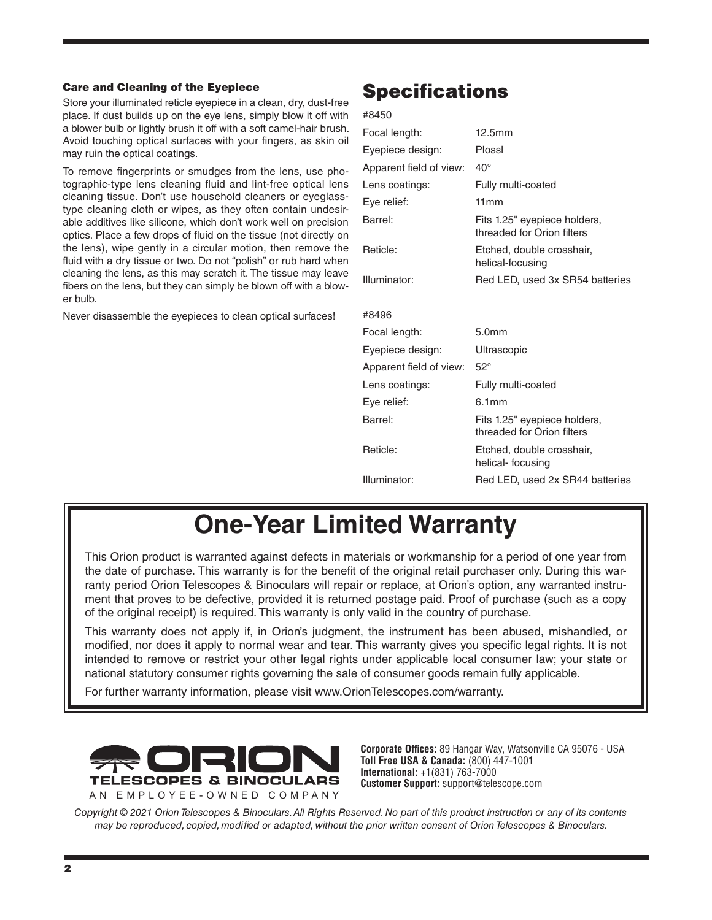### Care and Cleaning of the Eyepiece

Store your illuminated reticle eyepiece in a clean, dry, dust-free place. If dust builds up on the eye lens, simply blow it off with a blower bulb or lightly brush it off with a soft camel-hair brush. Avoid touching optical surfaces with your fingers, as skin oil may ruin the optical coatings.

To remove fingerprints or smudges from the lens, use photographic-type lens cleaning fluid and lint-free optical lens cleaning tissue. Don't use household cleaners or eyeglass-type cleaning cloth or wipes, as they often contain undesirable additives like silicone, which don't work well on precision optics. Place a few drops of fluid on the tissue (not directly on the lens), wipe gently in a circular motion, then remove the fluid with a dry tissue or two. Do not "polish" or rub hard when cleaning the lens, as this may scratch it. The tissue may leave fibers on the lens, but they can simply be blown off with a blower bulb.

Never disassemble the eyepieces to clean optical surfaces!

## Specifications

#8450

| | |
|---|---|
| Focal length: | 12.5mm |
| Eyepiece design: | Plossl |
| Apparent field of view: | 40° |
| Lens coatings: | Fully multi-coated |
| Eye relief: | 11mm |
| Barrel: | Fits 1.25" eyepiece holders, threaded for Orion filters |
| Reticle: | Etched, double crosshair, helical-focusing |
| Illuminator: | Red LED, used 3x SR54 batteries |

#8496

| | |
|---|---|
| Focal length: | 5.0mm |
| Eyepiece design: | Ultrascopic |
| Apparent field of view: | 52° |
| Lens coatings: | Fully multi-coated |
| Eye relief: | 6.1mm |
| Barrel: | Fits 1.25" eyepiece holders, threaded for Orion filters |
| Reticle: | Etched, double crosshair, helical- focusing |
| Illuminator: | Red LED, used 2x SR44 batteries |

# One-Year Limited Warranty

This Orion product is warranted against defects in materials or workmanship for a period of one year from the date of purchase. This warranty is for the benefit of the original retail purchaser only. During this warranty period Orion Telescopes & Binoculars will repair or replace, at Orion's option, any warranted instrument that proves to be defective, provided it is returned postage paid. Proof of purchase (such as a copy of the original receipt) is required. This warranty is only valid in the country of purchase.

This warranty does not apply if, in Orion's judgment, the instrument has been abused, mishandled, or modified, nor does it apply to normal wear and tear. This warranty gives you specific legal rights. It is not intended to remove or restrict your other legal rights under applicable local consumer law; your state or national statutory consumer rights governing the sale of consumer goods remain fully applicable.

For further warranty information, please visit www.OrionTelescopes.com/warranty.

ORION TELESCOPES & BINOCULARS
AN EMPLOYEE-OWNED COMPANY

**Corporate Offices:** 89 Hangar Way, Watsonville CA 95076 - USA
**Toll Free USA & Canada:** (800) 447-1001
**International:** +1(831) 763-7000
**Customer Support:** support@telescope.com

*Copyright © 2021 Orion Telescopes & Binoculars. All Rights Reserved. No part of this product instruction or any of its contents may be reproduced, copied, modified or adapted, without the prior written consent of Orion Telescopes & Binoculars.*